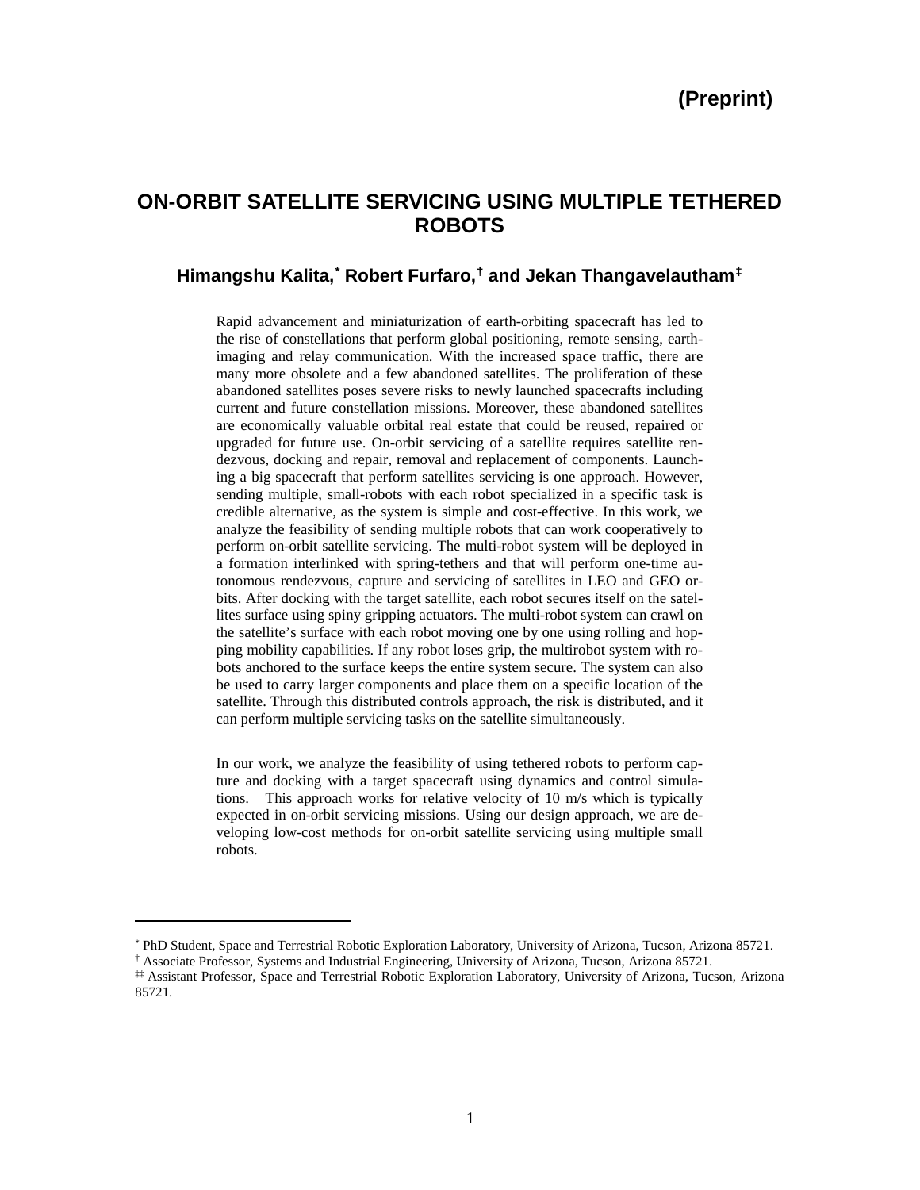**(Preprint)**

# ON-ORBIT SATELLITE SERVICING USING MULTIPLE TETHERED ROBOTS

## Himangshu Kalita,[*] Robert Furfaro,[†] and Jekan Thangavelautham[‡]

Rapid advancement and miniaturization of earth-orbiting spacecraft has led to the rise of constellations that perform global positioning, remote sensing, earth-imaging and relay communication. With the increased space traffic, there are many more obsolete and a few abandoned satellites. The proliferation of these abandoned satellites poses severe risks to newly launched spacecrafts including current and future constellation missions. Moreover, these abandoned satellites are economically valuable orbital real estate that could be reused, repaired or upgraded for future use. On-orbit servicing of a satellite requires satellite rendezvous, docking and repair, removal and replacement of components. Launching a big spacecraft that perform satellites servicing is one approach. However, sending multiple, small-robots with each robot specialized in a specific task is credible alternative, as the system is simple and cost-effective. In this work, we analyze the feasibility of sending multiple robots that can work cooperatively to perform on-orbit satellite servicing. The multi-robot system will be deployed in a formation interlinked with spring-tethers and that will perform one-time autonomous rendezvous, capture and servicing of satellites in LEO and GEO orbits. After docking with the target satellite, each robot secures itself on the satellites surface using spiny gripping actuators. The multi-robot system can crawl on the satellite's surface with each robot moving one by one using rolling and hopping mobility capabilities. If any robot loses grip, the multirobot system with robots anchored to the surface keeps the entire system secure. The system can also be used to carry larger components and place them on a specific location of the satellite. Through this distributed controls approach, the risk is distributed, and it can perform multiple servicing tasks on the satellite simultaneously.

In our work, we analyze the feasibility of using tethered robots to perform capture and docking with a target spacecraft using dynamics and control simulations. This approach works for relative velocity of 10 m/s which is typically expected in on-orbit servicing missions. Using our design approach, we are developing low-cost methods for on-orbit satellite servicing using multiple small robots.

---

[*] PhD Student, Space and Terrestrial Robotic Exploration Laboratory, University of Arizona, Tucson, Arizona 85721.

[†] Associate Professor, Systems and Industrial Engineering, University of Arizona, Tucson, Arizona 85721.

[‡‡] Assistant Professor, Space and Terrestrial Robotic Exploration Laboratory, University of Arizona, Tucson, Arizona 85721.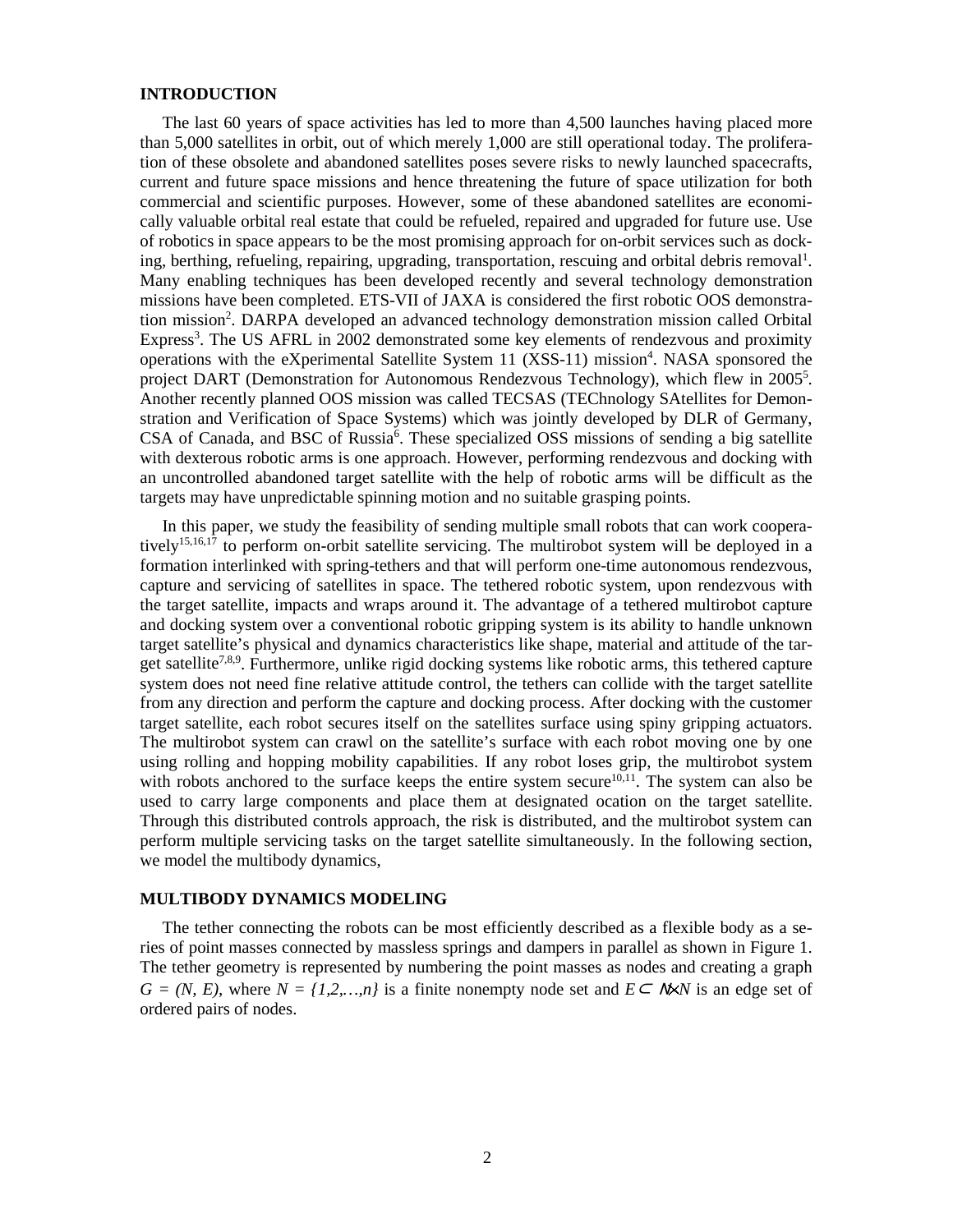## INTRODUCTION

The last 60 years of space activities has led to more than 4,500 launches having placed more than 5,000 satellites in orbit, out of which merely 1,000 are still operational today. The proliferation of these obsolete and abandoned satellites poses severe risks to newly launched spacecrafts, current and future space missions and hence threatening the future of space utilization for both commercial and scientific purposes. However, some of these abandoned satellites are economically valuable orbital real estate that could be refueled, repaired and upgraded for future use. Use of robotics in space appears to be the most promising approach for on-orbit services such as docking, berthing, refueling, repairing, upgrading, transportation, rescuing and orbital debris removal[1]. Many enabling techniques has been developed recently and several technology demonstration missions have been completed. ETS-VII of JAXA is considered the first robotic OOS demonstration mission[2]. DARPA developed an advanced technology demonstration mission called Orbital Express[3]. The US AFRL in 2002 demonstrated some key elements of rendezvous and proximity operations with the eXperimental Satellite System 11 (XSS-11) mission[4]. NASA sponsored the project DART (Demonstration for Autonomous Rendezvous Technology), which flew in 2005[5]. Another recently planned OOS mission was called TECSAS (TEChnology SAtellites for Demonstration and Verification of Space Systems) which was jointly developed by DLR of Germany, CSA of Canada, and BSC of Russia[6]. These specialized OSS missions of sending a big satellite with dexterous robotic arms is one approach. However, performing rendezvous and docking with an uncontrolled abandoned target satellite with the help of robotic arms will be difficult as the targets may have unpredictable spinning motion and no suitable grasping points.

In this paper, we study the feasibility of sending multiple small robots that can work cooperatively[15,16,17] to perform on-orbit satellite servicing. The multirobot system will be deployed in a formation interlinked with spring-tethers and that will perform one-time autonomous rendezvous, capture and servicing of satellites in space. The tethered robotic system, upon rendezvous with the target satellite, impacts and wraps around it. The advantage of a tethered multirobot capture and docking system over a conventional robotic gripping system is its ability to handle unknown target satellite's physical and dynamics characteristics like shape, material and attitude of the target satellite[7,8,9]. Furthermore, unlike rigid docking systems like robotic arms, this tethered capture system does not need fine relative attitude control, the tethers can collide with the target satellite from any direction and perform the capture and docking process. After docking with the customer target satellite, each robot secures itself on the satellites surface using spiny gripping actuators. The multirobot system can crawl on the satellite's surface with each robot moving one by one using rolling and hopping mobility capabilities. If any robot loses grip, the multirobot system with robots anchored to the surface keeps the entire system secure[10,11]. The system can also be used to carry large components and place them at designated ocation on the target satellite. Through this distributed controls approach, the risk is distributed, and the multirobot system can perform multiple servicing tasks on the target satellite simultaneously. In the following section, we model the multibody dynamics,

## MULTIBODY DYNAMICS MODELING

The tether connecting the robots can be most efficiently described as a flexible body as a series of point masses connected by massless springs and dampers in parallel as shown in Figure 1. The tether geometry is represented by numbering the point masses as nodes and creating a graph $G = (N, E)$, where $N = \{1,2,\ldots,n\}$ is a finite nonempty node set and $E \subset N \times N$ is an edge set of ordered pairs of nodes.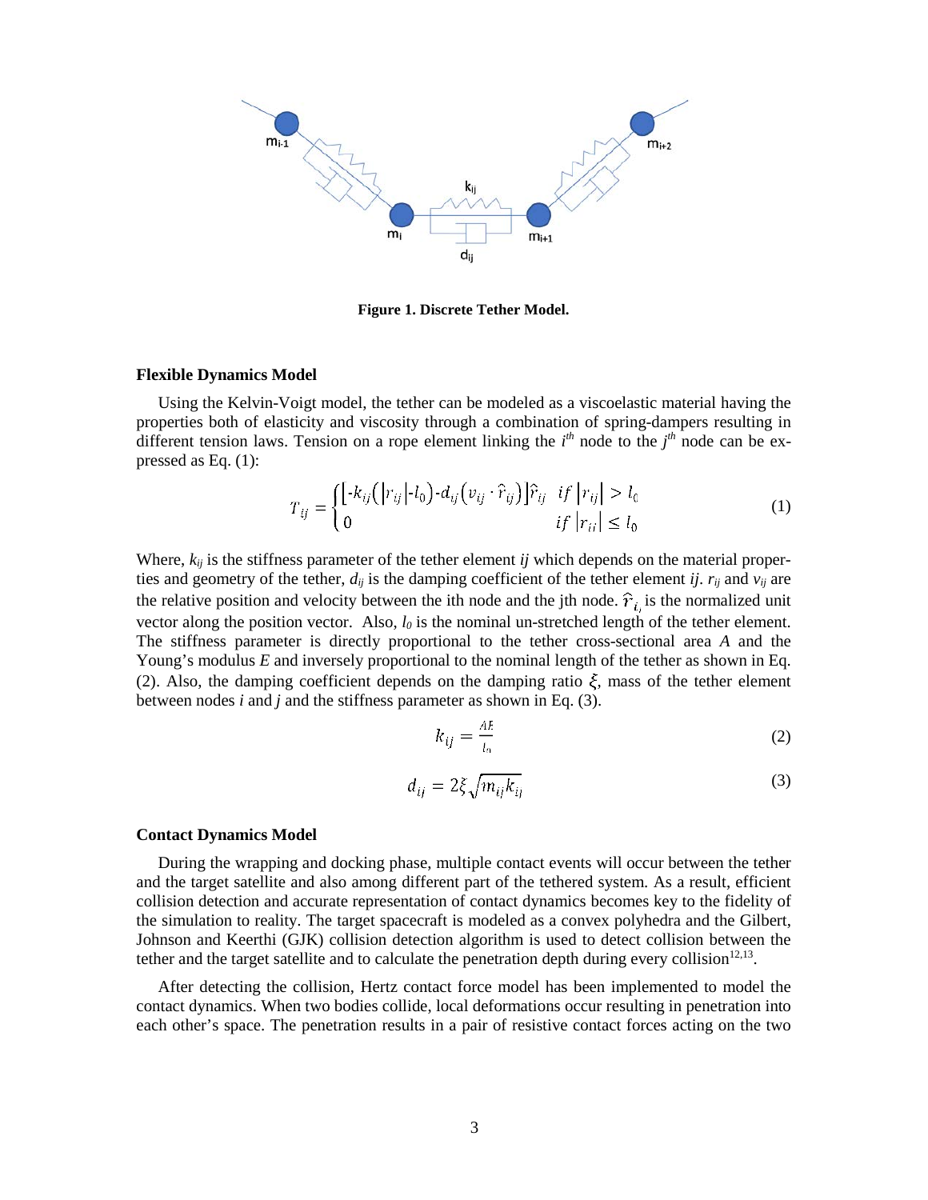**Figure 1. Discrete Tether Model.**

### Flexible Dynamics Model

Using the Kelvin-Voigt model, the tether can be modeled as a viscoelastic material having the properties both of elasticity and viscosity through a combination of spring-dampers resulting in different tension laws. Tension on a rope element linking the $i^{th}$ node to the $j^{th}$ node can be expressed as Eq. (1):

$$T_{ij} = \begin{cases} \left[-k_{ij}\left(\left|r_{ij}\right| - l_0\right) - d_{ij}\left(v_{ij} \cdot \hat{r}_{ij}\right)\right]\hat{r}_{ij} & if \left|r_{ij}\right| > l_0 \\ 0 & if \left|r_{ij}\right| \leq l_0 \end{cases} \tag{1}$$

Where, $k_{ij}$ is the stiffness parameter of the tether element *ij* which depends on the material properties and geometry of the tether, $d_{ij}$ is the damping coefficient of the tether element *ij*. $r_{ij}$ and $v_{ij}$ are the relative position and velocity between the ith node and the jth node. $\hat{r}_{i_j}$ is the normalized unit vector along the position vector. Also, $l_0$ is the nominal un-stretched length of the tether element. The stiffness parameter is directly proportional to the tether cross-sectional area *A* and the Young's modulus *E* and inversely proportional to the nominal length of the tether as shown in Eq. (2). Also, the damping coefficient depends on the damping ratio $\xi$, mass of the tether element between nodes *i* and *j* and the stiffness parameter as shown in Eq. (3).

$$k_{ij} = \frac{AE}{l_0} \tag{2}$$

$$d_{ij} = 2\xi\sqrt{m_{ij}k_{ij}} \tag{3}$$

### Contact Dynamics Model

During the wrapping and docking phase, multiple contact events will occur between the tether and the target satellite and also among different part of the tethered system. As a result, efficient collision detection and accurate representation of contact dynamics becomes key to the fidelity of the simulation to reality. The target spacecraft is modeled as a convex polyhedra and the Gilbert, Johnson and Keerthi (GJK) collision detection algorithm is used to detect collision between the tether and the target satellite and to calculate the penetration depth during every collision[12,13].

After detecting the collision, Hertz contact force model has been implemented to model the contact dynamics. When two bodies collide, local deformations occur resulting in penetration into each other's space. The penetration results in a pair of resistive contact forces acting on the two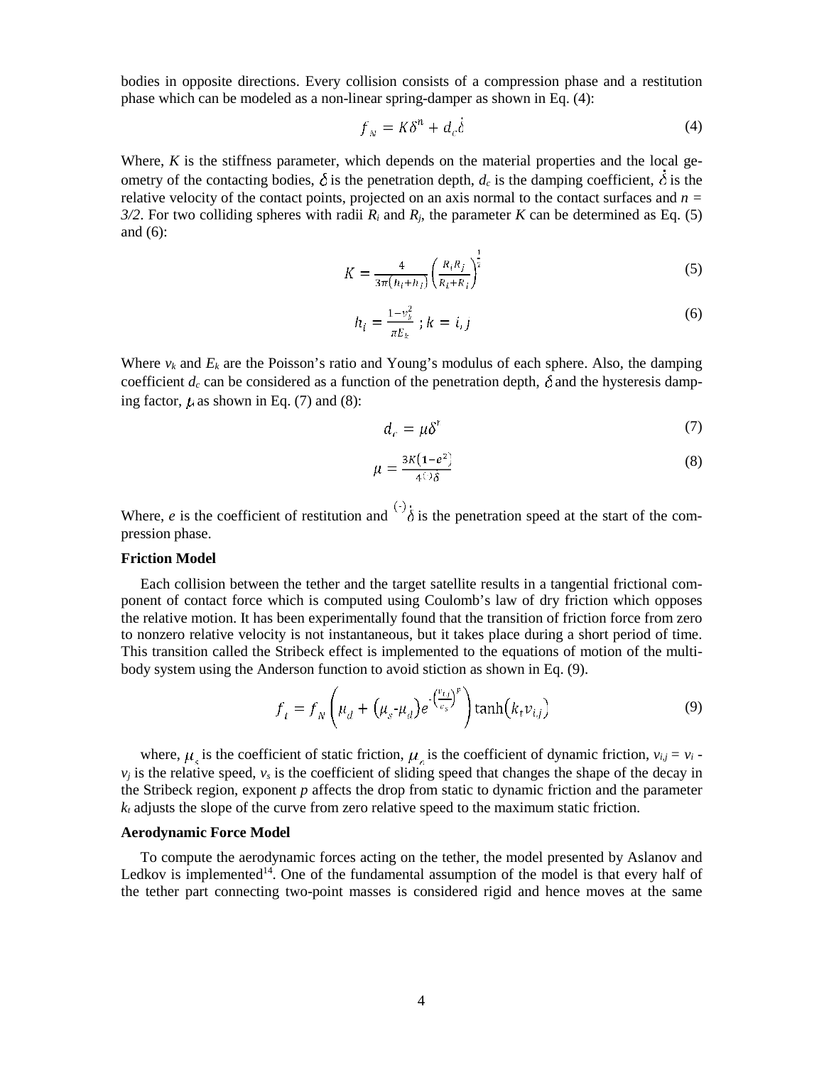bodies in opposite directions. Every collision consists of a compression phase and a restitution phase which can be modeled as a non-linear spring-damper as shown in Eq. (4):

$$f_N = K\delta^n + d_c\dot{\delta} \tag{4}$$

Where, $K$ is the stiffness parameter, which depends on the material properties and the local geometry of the contacting bodies, $\delta$ is the penetration depth, $d_c$ is the damping coefficient, $\dot{\delta}$ is the relative velocity of the contact points, projected on an axis normal to the contact surfaces and $n = 3/2$. For two colliding spheres with radii $R_i$ and $R_j$, the parameter $K$ can be determined as Eq. (5) and (6):

$$K = \frac{4}{3\pi(h_i+h_j)}\left(\frac{R_iR_j}{R_i+R_j}\right)^{\frac{1}{2}} \tag{5}$$

$$h_i = \frac{1-\nu_k^2}{\pi E_k}\ ; k = i, j \tag{6}$$

Where $\nu_k$ and $E_k$ are the Poisson's ratio and Young's modulus of each sphere. Also, the damping coefficient $d_c$ can be considered as a function of the penetration depth, $\delta$ and the hysteresis damping factor, $\mu$ as shown in Eq. (7) and (8):

$$d_c = \mu\delta^r \tag{7}$$

$$\mu = \frac{3K(1-e^2)}{4^{(-)}\dot{\delta}} \tag{8}$$

Where, $e$ is the coefficient of restitution and $^{(-)}\dot{\delta}$ is the penetration speed at the start of the compression phase.

### Friction Model

Each collision between the tether and the target satellite results in a tangential frictional component of contact force which is computed using Coulomb's law of dry friction which opposes the relative motion. It has been experimentally found that the transition of friction force from zero to nonzero relative velocity is not instantaneous, but it takes place during a short period of time. This transition called the Stribeck effect is implemented to the equations of motion of the multibody system using the Anderson function to avoid stiction as shown in Eq. (9).

$$f_t = f_N\left(\mu_d + (\mu_s\text{-}\mu_d)e^{-\left(\frac{v_{i,j}}{v_s}\right)^p}\right)\tanh(k_t v_{i,j}) \tag{9}$$

where, $\mu_s$ is the coefficient of static friction, $\mu_d$ is the coefficient of dynamic friction, $v_{i,j} = v_i - v_j$ is the relative speed, $v_s$ is the coefficient of sliding speed that changes the shape of the decay in the Stribeck region, exponent $p$ affects the drop from static to dynamic friction and the parameter $k_t$ adjusts the slope of the curve from zero relative speed to the maximum static friction.

### Aerodynamic Force Model

To compute the aerodynamic forces acting on the tether, the model presented by Aslanov and Ledkov is implemented[14]. One of the fundamental assumption of the model is that every half of the tether part connecting two-point masses is considered rigid and hence moves at the same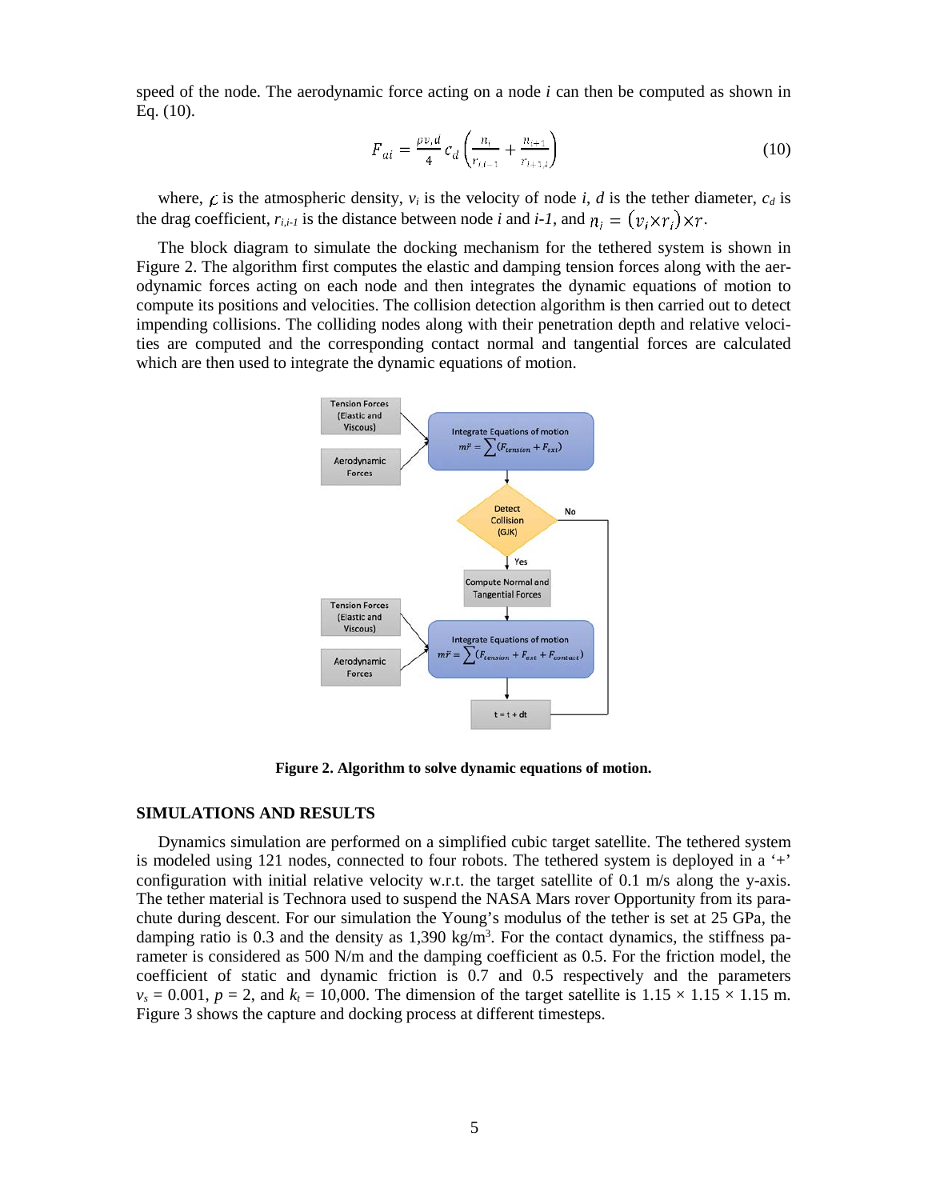speed of the node. The aerodynamic force acting on a node $i$ can then be computed as shown in Eq. (10).

$$F_{ai} = \frac{\rho v_i d}{4} c_d \left( \frac{n_i}{r_{i,i-1}} + \frac{n_{i+1}}{r_{i+1,i}} \right) \tag{10}$$

where, $\rho$ is the atmospheric density, $v_i$ is the velocity of node $i$, $d$ is the tether diameter, $c_d$ is the drag coefficient, $r_{i,i-1}$ is the distance between node $i$ and $i-1$, and $n_i = (v_i \times r_i) \times r$.

The block diagram to simulate the docking mechanism for the tethered system is shown in Figure 2. The algorithm first computes the elastic and damping tension forces along with the aerodynamic forces acting on each node and then integrates the dynamic equations of motion to compute its positions and velocities. The collision detection algorithm is then carried out to detect impending collisions. The colliding nodes along with their penetration depth and relative velocities are computed and the corresponding contact normal and tangential forces are calculated which are then used to integrate the dynamic equations of motion.

**Figure 2. Algorithm to solve dynamic equations of motion.**

## SIMULATIONS AND RESULTS

Dynamics simulation are performed on a simplified cubic target satellite. The tethered system is modeled using 121 nodes, connected to four robots. The tethered system is deployed in a '+' configuration with initial relative velocity w.r.t. the target satellite of 0.1 m/s along the y-axis. The tether material is Technora used to suspend the NASA Mars rover Opportunity from its parachute during descent. For our simulation the Young's modulus of the tether is set at 25 GPa, the damping ratio is 0.3 and the density as 1,390 kg/m$^3$. For the contact dynamics, the stiffness parameter is considered as 500 N/m and the damping coefficient as 0.5. For the friction model, the coefficient of static and dynamic friction is 0.7 and 0.5 respectively and the parameters $v_s = 0.001$, $p = 2$, and $k_t = 10{,}000$. The dimension of the target satellite is 1.15 × 1.15 × 1.15 m. Figure 3 shows the capture and docking process at different timesteps.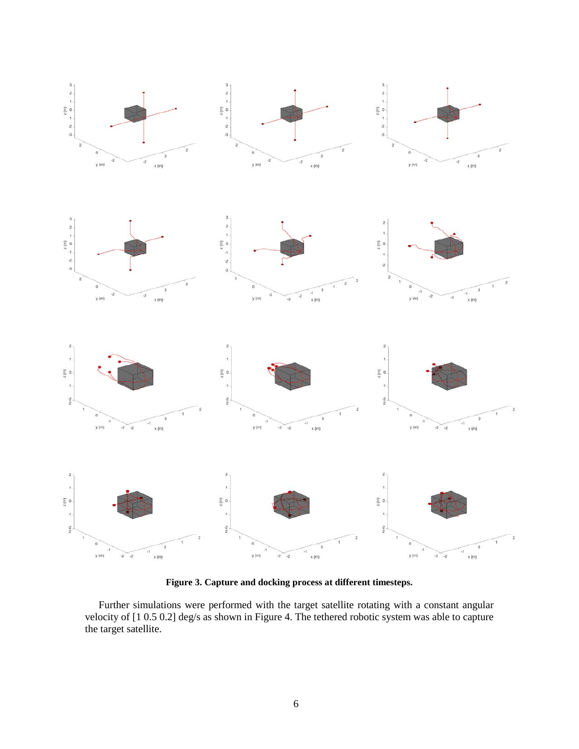**Figure 3. Capture and docking process at different timesteps.**

Further simulations were performed with the target satellite rotating with a constant angular velocity of [1 0.5 0.2] deg/s as shown in Figure 4. The tethered robotic system was able to capture the target satellite.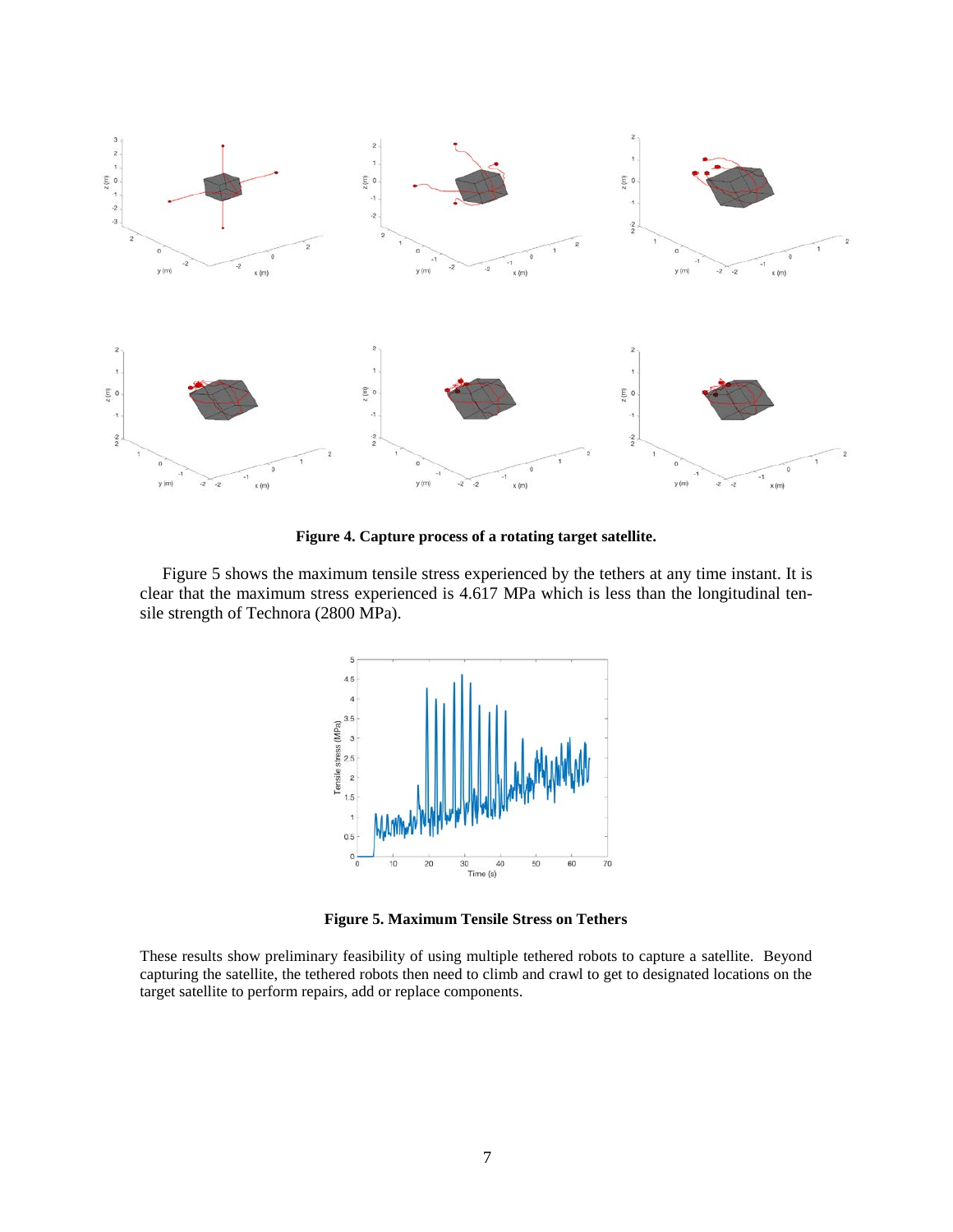**Figure 4. Capture process of a rotating target satellite.**

Figure 5 shows the maximum tensile stress experienced by the tethers at any time instant. It is clear that the maximum stress experienced is 4.617 MPa which is less than the longitudinal tensile strength of Technora (2800 MPa).

**Figure 5. Maximum Tensile Stress on Tethers**

These results show preliminary feasibility of using multiple tethered robots to capture a satellite. Beyond capturing the satellite, the tethered robots then need to climb and crawl to get to designated locations on the target satellite to perform repairs, add or replace components.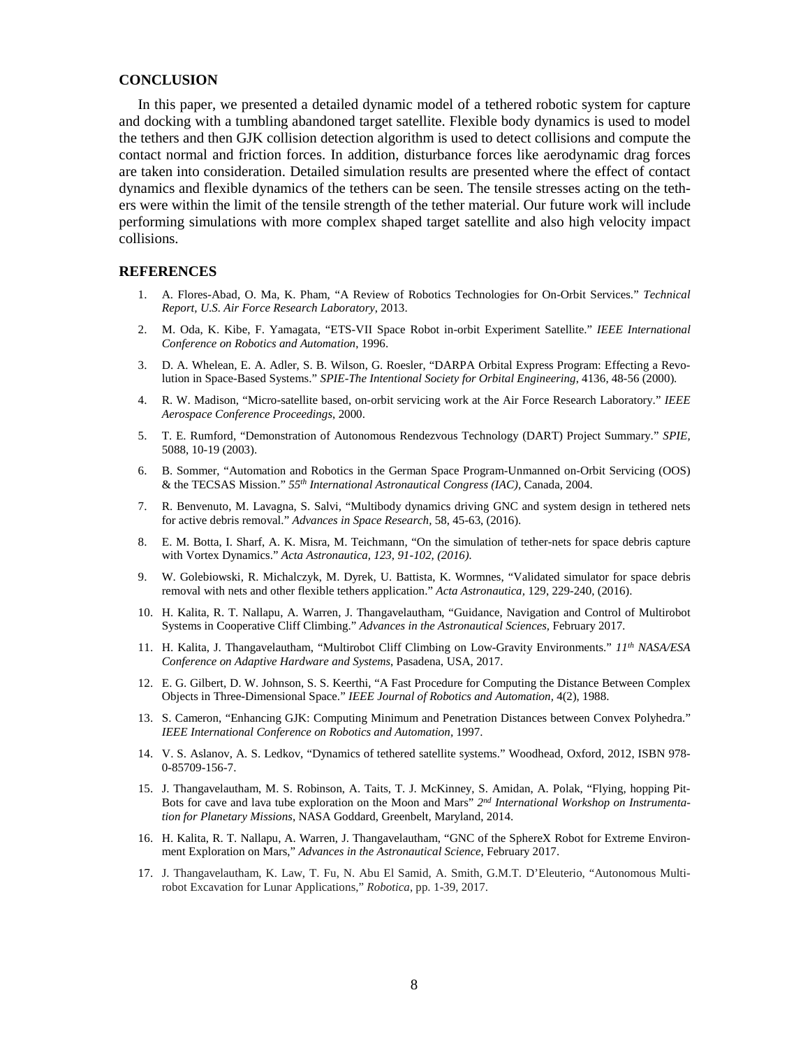## CONCLUSION

In this paper, we presented a detailed dynamic model of a tethered robotic system for capture and docking with a tumbling abandoned target satellite. Flexible body dynamics is used to model the tethers and then GJK collision detection algorithm is used to detect collisions and compute the contact normal and friction forces. In addition, disturbance forces like aerodynamic drag forces are taken into consideration. Detailed simulation results are presented where the effect of contact dynamics and flexible dynamics of the tethers can be seen. The tensile stresses acting on the tethers were within the limit of the tensile strength of the tether material. Our future work will include performing simulations with more complex shaped target satellite and also high velocity impact collisions.

## REFERENCES

1. A. Flores-Abad, O. Ma, K. Pham, "A Review of Robotics Technologies for On-Orbit Services." *Technical Report, U.S. Air Force Research Laboratory*, 2013.
2. M. Oda, K. Kibe, F. Yamagata, "ETS-VII Space Robot in-orbit Experiment Satellite." *IEEE International Conference on Robotics and Automation*, 1996.
3. D. A. Whelean, E. A. Adler, S. B. Wilson, G. Roesler, "DARPA Orbital Express Program: Effecting a Revolution in Space-Based Systems." *SPIE-The Intentional Society for Orbital Engineering*, 4136, 48-56 (2000).
4. R. W. Madison, "Micro-satellite based, on-orbit servicing work at the Air Force Research Laboratory." *IEEE Aerospace Conference Proceedings*, 2000.
5. T. E. Rumford, "Demonstration of Autonomous Rendezvous Technology (DART) Project Summary." *SPIE*, 5088, 10-19 (2003).
6. B. Sommer, "Automation and Robotics in the German Space Program-Unmanned on-Orbit Servicing (OOS) & the TECSAS Mission." *55th International Astronautical Congress (IAC)*, Canada, 2004.
7. R. Benvenuto, M. Lavagna, S. Salvi, "Multibody dynamics driving GNC and system design in tethered nets for active debris removal." *Advances in Space Research*, 58, 45-63, (2016).
8. E. M. Botta, I. Sharf, A. K. Misra, M. Teichmann, "On the simulation of tether-nets for space debris capture with Vortex Dynamics." *Acta Astronautica, 123, 91-102, (2016).*
9. W. Golebiowski, R. Michalczyk, M. Dyrek, U. Battista, K. Wormnes, "Validated simulator for space debris removal with nets and other flexible tethers application." *Acta Astronautica*, 129, 229-240, (2016).
10. H. Kalita, R. T. Nallapu, A. Warren, J. Thangavelautham, "Guidance, Navigation and Control of Multirobot Systems in Cooperative Cliff Climbing." *Advances in the Astronautical Sciences*, February 2017.
11. H. Kalita, J. Thangavelautham, "Multirobot Cliff Climbing on Low-Gravity Environments." *11th NASA/ESA Conference on Adaptive Hardware and Systems*, Pasadena, USA, 2017.
12. E. G. Gilbert, D. W. Johnson, S. S. Keerthi, "A Fast Procedure for Computing the Distance Between Complex Objects in Three-Dimensional Space." *IEEE Journal of Robotics and Automation*, 4(2), 1988.
13. S. Cameron, "Enhancing GJK: Computing Minimum and Penetration Distances between Convex Polyhedra." *IEEE International Conference on Robotics and Automation*, 1997.
14. V. S. Aslanov, A. S. Ledkov, "Dynamics of tethered satellite systems." Woodhead, Oxford, 2012, ISBN 978-0-85709-156-7.
15. J. Thangavelautham, M. S. Robinson, A. Taits, T. J. McKinney, S. Amidan, A. Polak, "Flying, hopping Pit-Bots for cave and lava tube exploration on the Moon and Mars" *2nd International Workshop on Instrumentation for Planetary Missions*, NASA Goddard, Greenbelt, Maryland, 2014.
16. H. Kalita, R. T. Nallapu, A. Warren, J. Thangavelautham, "GNC of the SphereX Robot for Extreme Environment Exploration on Mars," *Advances in the Astronautical Science*, February 2017.
17. J. Thangavelautham, K. Law, T. Fu, N. Abu El Samid, A. Smith, G.M.T. D'Eleuterio, "Autonomous Multirobot Excavation for Lunar Applications," *Robotica*, pp. 1-39, 2017.